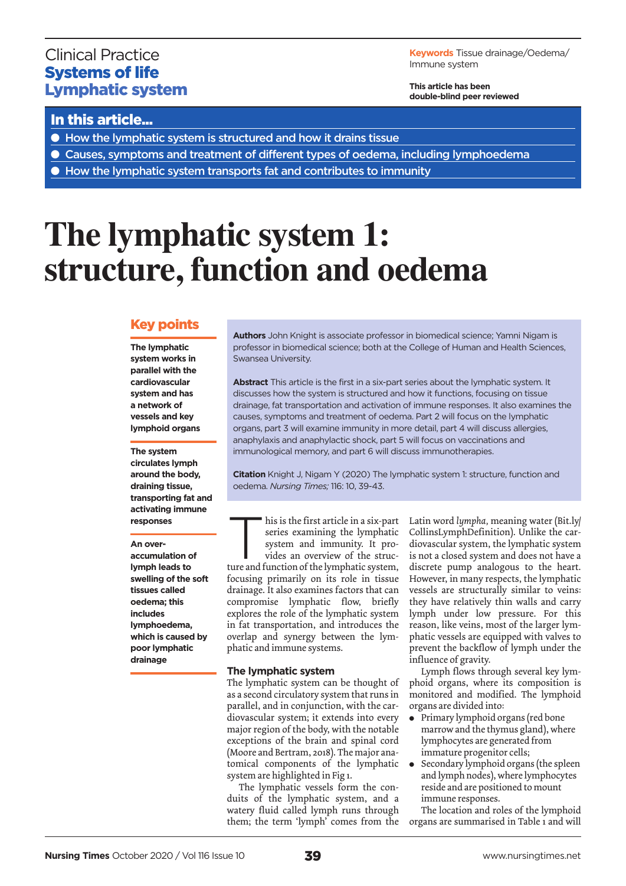Clinical Practice
**Systems of life**
**Lymphatic system**

**Keywords** Tissue drainage/Oedema/Immune system

**This article has been double-blind peer reviewed**

## In this article...

- How the lymphatic system is structured and how it drains tissue
- Causes, symptoms and treatment of different types of oedema, including lymphoedema
- How the lymphatic system transports fat and contributes to immunity

# The lymphatic system 1: structure, function and oedema

## Key points

**The lymphatic system works in parallel with the cardiovascular system and has a network of vessels and key lymphoid organs**

**The system circulates lymph around the body, draining tissue, transporting fat and activating immune responses**

**An over-accumulation of lymph leads to swelling of the soft tissues called oedema; this includes lymphoedema, which is caused by poor lymphatic drainage**

**Authors** John Knight is associate professor in biomedical science; Yamni Nigam is professor in biomedical science; both at the College of Human and Health Sciences, Swansea University.

**Abstract** This article is the first in a six-part series about the lymphatic system. It discusses how the system is structured and how it functions, focusing on tissue drainage, fat transportation and activation of immune responses. It also examines the causes, symptoms and treatment of oedema. Part 2 will focus on the lymphatic organs, part 3 will examine immunity in more detail, part 4 will discuss allergies, anaphylaxis and anaphylactic shock, part 5 will focus on vaccinations and immunological memory, and part 6 will discuss immunotherapies.

**Citation** Knight J, Nigam Y (2020) The lymphatic system 1: structure, function and oedema. *Nursing Times;* 116: 10, 39-43.

This is the first article in a six-part series examining the lymphatic system and immunity. It provides an overview of the structure and function of the lymphatic system, focusing primarily on its role in tissue drainage. It also examines factors that can compromise lymphatic flow, briefly explores the role of the lymphatic system in fat transportation, and introduces the overlap and synergy between the lymphatic and immune systems.

### The lymphatic system

The lymphatic system can be thought of as a second circulatory system that runs in parallel, and in conjunction, with the cardiovascular system; it extends into every major region of the body, with the notable exceptions of the brain and spinal cord (Moore and Bertram, 2018). The major anatomical components of the lymphatic system are highlighted in Fig 1.

The lymphatic vessels form the conduits of the lymphatic system, and a watery fluid called lymph runs through them; the term 'lymph' comes from the Latin word *lympha*, meaning water (Bit.ly/CollinsLymphDefinition). Unlike the cardiovascular system, the lymphatic system is not a closed system and does not have a discrete pump analogous to the heart. However, in many respects, the lymphatic vessels are structurally similar to veins: they have relatively thin walls and carry lymph under low pressure. For this reason, like veins, most of the larger lymphatic vessels are equipped with valves to prevent the backflow of lymph under the influence of gravity.

Lymph flows through several key lymphoid organs, where its composition is monitored and modified. The lymphoid organs are divided into:

- Primary lymphoid organs (red bone marrow and the thymus gland), where lymphocytes are generated from immature progenitor cells;
- Secondary lymphoid organs (the spleen and lymph nodes), where lymphocytes reside and are positioned to mount immune responses.

The location and roles of the lymphoid organs are summarised in Table 1 and will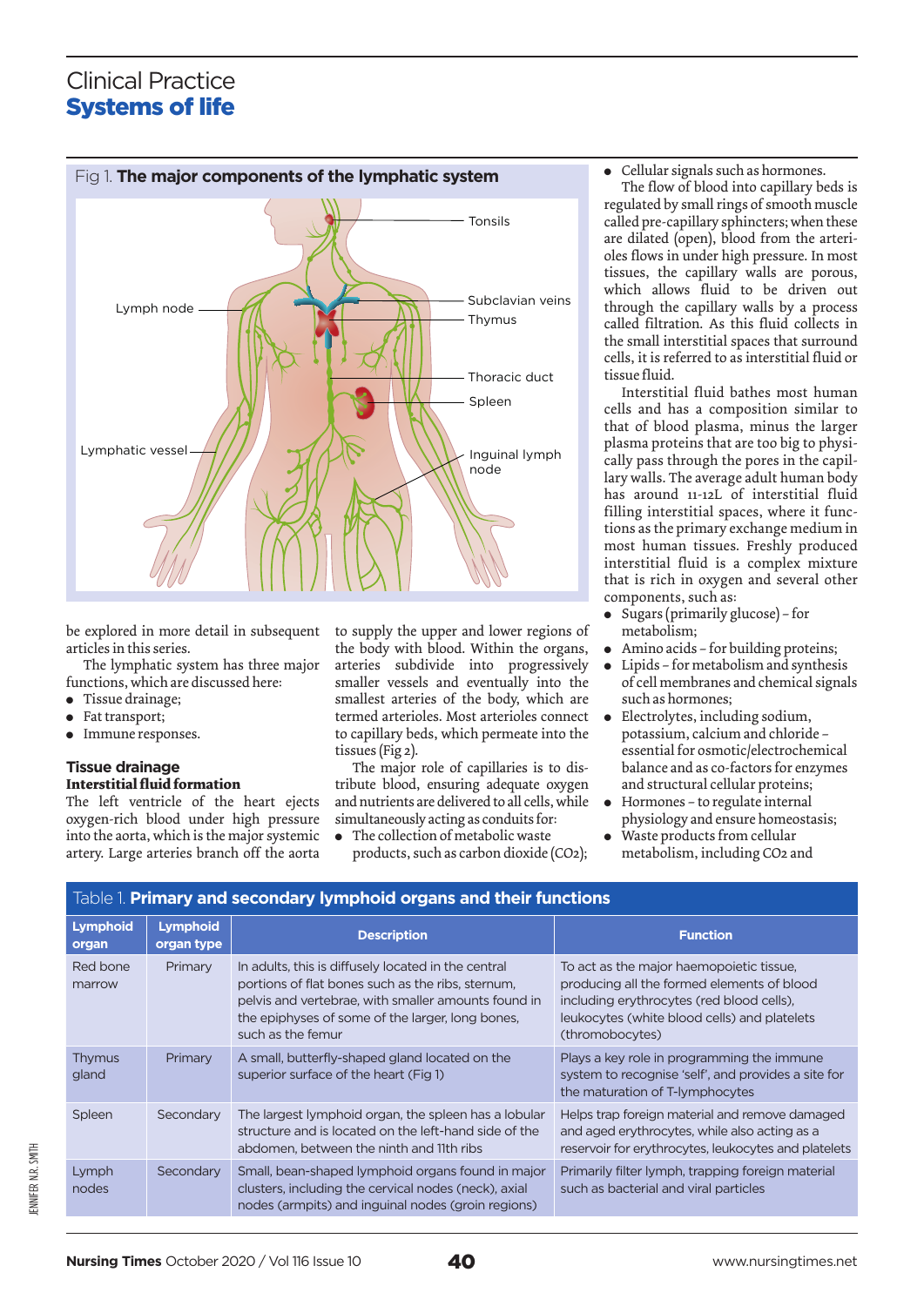Fig 1. **The major components of the lymphatic system**

be explored in more detail in subsequent articles in this series.

The lymphatic system has three major functions, which are discussed here:

- Tissue drainage;
- Fat transport;
- Immune responses.

## Tissue drainage

### Interstitial fluid formation

The left ventricle of the heart ejects oxygen-rich blood under high pressure into the aorta, which is the major systemic artery. Large arteries branch off the aorta to supply the upper and lower regions of the body with blood. Within the organs, arteries subdivide into progressively smaller vessels and eventually into the smallest arteries of the body, which are termed arterioles. Most arterioles connect to capillary beds, which permeate into the tissues (Fig 2).

The major role of capillaries is to distribute blood, ensuring adequate oxygen and nutrients are delivered to all cells, while simultaneously acting as conduits for:

- The collection of metabolic waste products, such as carbon dioxide ($CO_2$);
- Cellular signals such as hormones.

The flow of blood into capillary beds is regulated by small rings of smooth muscle called pre-capillary sphincters; when these are dilated (open), blood from the arterioles flows in under high pressure. In most tissues, the capillary walls are porous, which allows fluid to be driven out through the capillary walls by a process called filtration. As this fluid collects in the small interstitial spaces that surround cells, it is referred to as interstitial fluid or tissue fluid.

Interstitial fluid bathes most human cells and has a composition similar to that of blood plasma, minus the larger plasma proteins that are too big to physically pass through the pores in the capillary walls. The average adult human body has around 11-12L of interstitial fluid filling interstitial spaces, where it functions as the primary exchange medium in most human tissues. Freshly produced interstitial fluid is a complex mixture that is rich in oxygen and several other components, such as:

- Sugars (primarily glucose) – for metabolism;
- Amino acids – for building proteins;
- Lipids – for metabolism and synthesis of cell membranes and chemical signals such as hormones;
- Electrolytes, including sodium, potassium, calcium and chloride – essential for osmotic/electrochemical balance and as co-factors for enzymes and structural cellular proteins;
- Hormones – to regulate internal physiology and ensure homeostasis;
- Waste products from cellular metabolism, including $CO_2$ and

Table 1. **Primary and secondary lymphoid organs and their functions**

| Lymphoid organ | Lymphoid organ type | Description | Function |
|---|---|---|---|
| Red bone marrow | Primary | In adults, this is diffusely located in the central portions of flat bones such as the ribs, sternum, pelvis and vertebrae, with smaller amounts found in the epiphyses of some of the larger, long bones, such as the femur | To act as the major haemopoietic tissue, producing all the formed elements of blood including erythrocytes (red blood cells), leukocytes (white blood cells) and platelets (thrombocytes) |
| Thymus gland | Primary | A small, butterfly-shaped gland located on the superior surface of the heart (Fig 1) | Plays a key role in programming the immune system to recognise 'self', and provides a site for the maturation of T-lymphocytes |
| Spleen | Secondary | The largest lymphoid organ, the spleen has a lobular structure and is located on the left-hand side of the abdomen, between the ninth and 11th ribs | Helps trap foreign material and remove damaged and aged erythrocytes, while also acting as a reservoir for erythrocytes, leukocytes and platelets |
| Lymph nodes | Secondary | Small, bean-shaped lymphoid organs found in major clusters, including the cervical nodes (neck), axial nodes (armpits) and inguinal nodes (groin regions) | Primarily filter lymph, trapping foreign material such as bacterial and viral particles |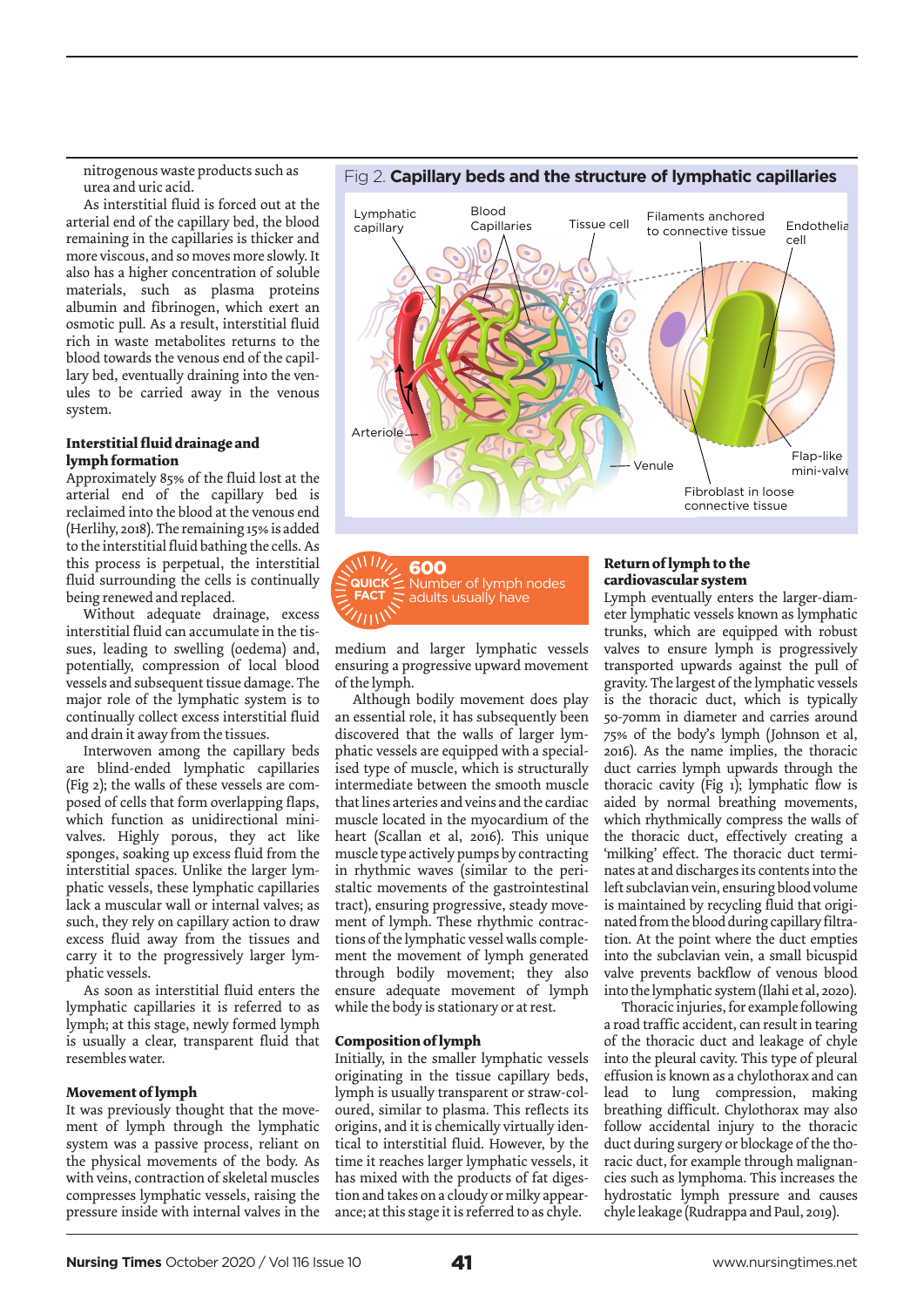nitrogenous waste products such as urea and uric acid.

As interstitial fluid is forced out at the arterial end of the capillary bed, the blood remaining in the capillaries is thicker and more viscous, and so moves more slowly. It also has a higher concentration of soluble materials, such as plasma proteins albumin and fibrinogen, which exert an osmotic pull. As a result, interstitial fluid rich in waste metabolites returns to the blood towards the venous end of the capillary bed, eventually draining into the venules to be carried away in the venous system.

### Interstitial fluid drainage and lymph formation

Approximately 85% of the fluid lost at the arterial end of the capillary bed is reclaimed into the blood at the venous end (Herlihy, 2018). The remaining 15% is added to the interstitial fluid bathing the cells. As this process is perpetual, the interstitial fluid surrounding the cells is continually being renewed and replaced.

Without adequate drainage, excess interstitial fluid can accumulate in the tissues, leading to swelling (oedema) and, potentially, compression of local blood vessels and subsequent tissue damage. The major role of the lymphatic system is to continually collect excess interstitial fluid and drain it away from the tissues.

Interwoven among the capillary beds are blind-ended lymphatic capillaries (Fig 2); the walls of these vessels are composed of cells that form overlapping flaps, which function as unidirectional mini-valves. Highly porous, they act like sponges, soaking up excess fluid from the interstitial spaces. Unlike the larger lymphatic vessels, these lymphatic capillaries lack a muscular wall or internal valves; as such, they rely on capillary action to draw excess fluid away from the tissues and carry it to the progressively larger lymphatic vessels.

As soon as interstitial fluid enters the lymphatic capillaries it is referred to as lymph; at this stage, newly formed lymph is usually a clear, transparent fluid that resembles water.

### Movement of lymph

It was previously thought that the movement of lymph through the lymphatic system was a passive process, reliant on the physical movements of the body. As with veins, contraction of skeletal muscles compresses lymphatic vessels, raising the pressure inside with internal valves in the medium and larger lymphatic vessels ensuring a progressive upward movement of the lymph.

Although bodily movement does play an essential role, it has subsequently been discovered that the walls of larger lymphatic vessels are equipped with a specialised type of muscle, which is structurally intermediate between the smooth muscle that lines arteries and veins and the cardiac muscle located in the myocardium of the heart (Scallan et al, 2016). This unique muscle type actively pumps by contracting in rhythmic waves (similar to the peristaltic movements of the gastrointestinal tract), ensuring progressive, steady movement of lymph. These rhythmic contractions of the lymphatic vessel walls complement the movement of lymph generated through bodily movement; they also ensure adequate movement of lymph while the body is stationary or at rest.

Fig 2. **Capillary beds and the structure of lymphatic capillaries**

**QUICK FACT** **600** Number of lymph nodes adults usually have

### Composition of lymph

Initially, in the smaller lymphatic vessels originating in the tissue capillary beds, lymph is usually transparent or straw-coloured, similar to plasma. This reflects its origins, and it is chemically virtually identical to interstitial fluid. However, by the time it reaches larger lymphatic vessels, it has mixed with the products of fat digestion and takes on a cloudy or milky appearance; at this stage it is referred to as chyle.

### Return of lymph to the cardiovascular system

Lymph eventually enters the larger-diameter lymphatic vessels known as lymphatic trunks, which are equipped with robust valves to ensure lymph is progressively transported upwards against the pull of gravity. The largest of the lymphatic vessels is the thoracic duct, which is typically 50-70mm in diameter and carries around 75% of the body's lymph (Johnson et al, 2016). As the name implies, the thoracic duct carries lymph upwards through the thoracic cavity (Fig 1); lymphatic flow is aided by normal breathing movements, which rhythmically compress the walls of the thoracic duct, effectively creating a 'milking' effect. The thoracic duct terminates at and discharges its contents into the left subclavian vein, ensuring blood volume is maintained by recycling fluid that originated from the blood during capillary filtration. At the point where the duct empties into the subclavian vein, a small bicuspid valve prevents backflow of venous blood into the lymphatic system (Ilahi et al, 2020).

Thoracic injuries, for example following a road traffic accident, can result in tearing of the thoracic duct and leakage of chyle into the pleural cavity. This type of pleural effusion is known as a chylothorax and can lead to lung compression, making breathing difficult. Chylothorax may also follow accidental injury to the thoracic duct during surgery or blockage of the thoracic duct, for example through malignancies such as lymphoma. This increases the hydrostatic lymph pressure and causes chyle leakage (Rudrappa and Paul, 2019).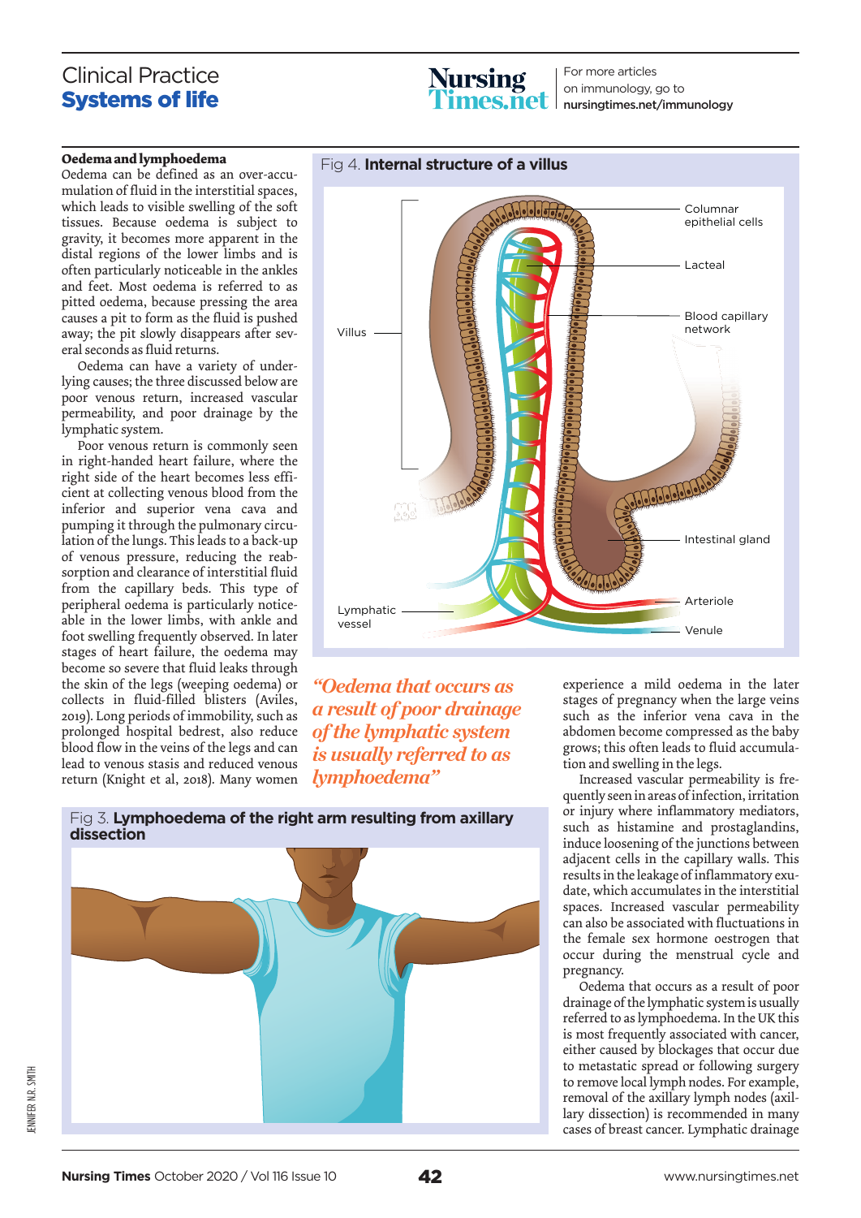### Oedema and lymphoedema

Oedema can be defined as an over-accumulation of fluid in the interstitial spaces, which leads to visible swelling of the soft tissues. Because oedema is subject to gravity, it becomes more apparent in the distal regions of the lower limbs and is often particularly noticeable in the ankles and feet. Most oedema is referred to as pitted oedema, because pressing the area causes a pit to form as the fluid is pushed away; the pit slowly disappears after several seconds as fluid returns.

Oedema can have a variety of underlying causes; the three discussed below are poor venous return, increased vascular permeability, and poor drainage by the lymphatic system.

Poor venous return is commonly seen in right-handed heart failure, where the right side of the heart becomes less efficient at collecting venous blood from the inferior and superior vena cava and pumping it through the pulmonary circulation of the lungs. This leads to a back-up of venous pressure, reducing the reabsorption and clearance of interstitial fluid from the capillary beds. This type of peripheral oedema is particularly noticeable in the lower limbs, with ankle and foot swelling frequently observed. In later stages of heart failure, the oedema may become so severe that fluid leaks through the skin of the legs (weeping oedema) or collects in fluid-filled blisters (Aviles, 2019). Long periods of immobility, such as prolonged hospital bedrest, also reduce blood flow in the veins of the legs and can lead to venous stasis and reduced venous return (Knight et al, 2018). Many women experience a mild oedema in the later stages of pregnancy when the large veins such as the inferior vena cava in the abdomen become compressed as the baby grows; this often leads to fluid accumulation and swelling in the legs.

Fig 4. **Internal structure of a villus**

*"Oedema that occurs as a result of poor drainage of the lymphatic system is usually referred to as lymphoedema"*

Fig 3. **Lymphoedema of the right arm resulting from axillary dissection**

Increased vascular permeability is frequently seen in areas of infection, irritation or injury where inflammatory mediators, such as histamine and prostaglandins, induce loosening of the junctions between adjacent cells in the capillary walls. This results in the leakage of inflammatory exudate, which accumulates in the interstitial spaces. Increased vascular permeability can also be associated with fluctuations in the female sex hormone oestrogen that occur during the menstrual cycle and pregnancy.

Oedema that occurs as a result of poor drainage of the lymphatic system is usually referred to as lymphoedema. In the UK this is most frequently associated with cancer, either caused by blockages that occur due to metastatic spread or following surgery to remove local lymph nodes. For example, removal of the axillary lymph nodes (axillary dissection) is recommended in many cases of breast cancer. Lymphatic drainage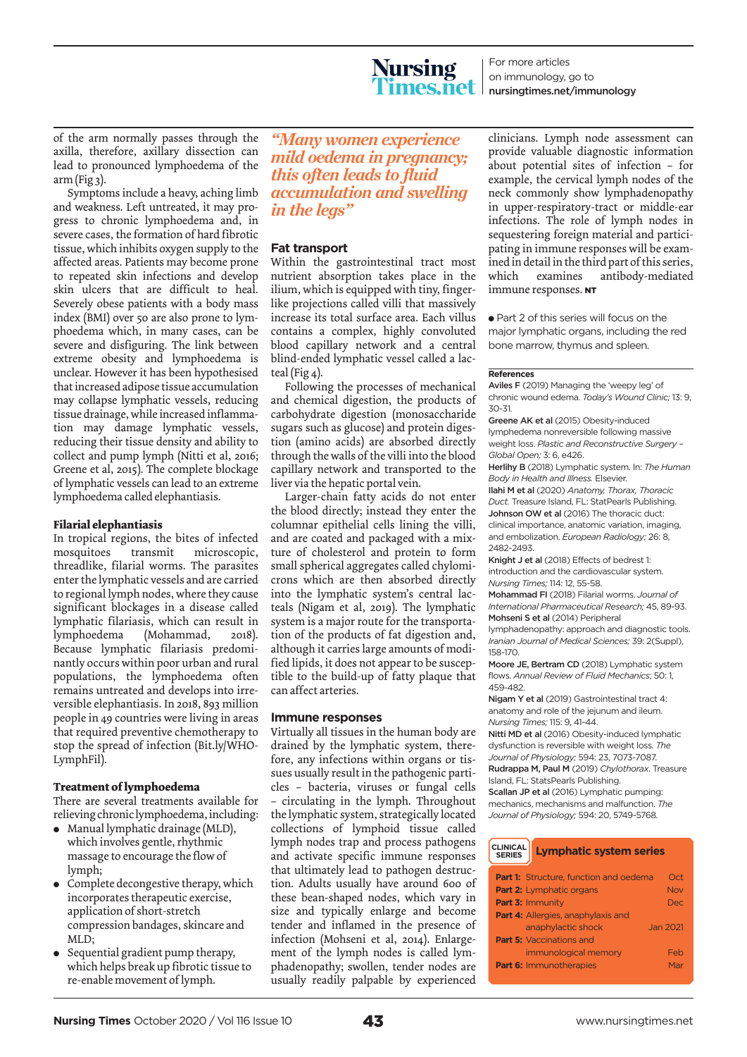of the arm normally passes through the axilla, therefore, axillary dissection can lead to pronounced lymphoedema of the arm (Fig 3).

Symptoms include a heavy, aching limb and weakness. Left untreated, it may progress to chronic lymphoedema and, in severe cases, the formation of hard fibrotic tissue, which inhibits oxygen supply to the affected areas. Patients may become prone to repeated skin infections and develop skin ulcers that are difficult to heal. Severely obese patients with a body mass index (BMI) over 50 are also prone to lymphoedema which, in many cases, can be severe and disfiguring. The link between extreme obesity and lymphoedema is unclear. However it has been hypothesised that increased adipose tissue accumulation may collapse lymphatic vessels, reducing tissue drainage, while increased inflammation may damage lymphatic vessels, reducing their tissue density and ability to collect and pump lymph (Nitti et al, 2016; Greene et al, 2015). The complete blockage of lymphatic vessels can lead to an extreme lymphoedema called elephantiasis.

### Filarial elephantiasis

In tropical regions, the bites of infected mosquitoes transmit microscopic, threadlike, filarial worms. The parasites enter the lymphatic vessels and are carried to regional lymph nodes, where they cause significant blockages in a disease called lymphatic filariasis, which can result in lymphoedema (Mohammad, 2018). Because lymphatic filariasis predominantly occurs within poor urban and rural populations, the lymphoedema often remains untreated and develops into irreversible elephantiasis. In 2018, 893 million people in 49 countries were living in areas that required preventive chemotherapy to stop the spread of infection (Bit.ly/WHO-LymphFil).

### Treatment of lymphoedema

There are several treatments available for relieving chronic lymphoedema, including:

- Manual lymphatic drainage (MLD), which involves gentle, rhythmic massage to encourage the flow of lymph;
- Complete decongestive therapy, which incorporates therapeutic exercise, application of short-stretch compression bandages, skincare and MLD;
- Sequential gradient pump therapy, which helps break up fibrotic tissue to re-enable movement of lymph.

*"Many women experience mild oedema in pregnancy; this often leads to fluid accumulation and swelling in the legs"*

### Fat transport

Within the gastrointestinal tract most nutrient absorption takes place in the ilium, which is equipped with tiny, finger-like projections called villi that massively increase its total surface area. Each villus contains a complex, highly convoluted blood capillary network and a central blind-ended lymphatic vessel called a lacteal (Fig 4).

Following the processes of mechanical and chemical digestion, the products of carbohydrate digestion (monosaccharide sugars such as glucose) and protein digestion (amino acids) are absorbed directly through the walls of the villi into the blood capillary network and transported to the liver via the hepatic portal vein.

Larger-chain fatty acids do not enter the blood directly; instead they enter the columnar epithelial cells lining the villi, and are coated and packaged with a mixture of cholesterol and protein to form small spherical aggregates called chylomicrons which are then absorbed directly into the lymphatic system's central lacteals (Nigam et al, 2019). The lymphatic system is a major route for the transportation of the products of fat digestion and, although it carries large amounts of modified lipids, it does not appear to be susceptible to the build-up of fatty plaque that can affect arteries.

### Immune responses

Virtually all tissues in the human body are drained by the lymphatic system, therefore, any infections within organs or tissues usually result in the pathogenic particles – bacteria, viruses or fungal cells – circulating in the lymph. Throughout the lymphatic system, strategically located collections of lymphoid tissue called lymph nodes trap and process pathogens and activate specific immune responses that ultimately lead to pathogen destruction. Adults usually have around 600 of these bean-shaped nodes, which vary in size and typically enlarge and become tender and inflamed in the presence of infection (Mohseni et al, 2014). Enlargement of the lymph nodes is called lymphadenopathy; swollen, tender nodes are usually readily palpable by experienced clinicians. Lymph node assessment can provide valuable diagnostic information about potential sites of infection – for example, the cervical lymph nodes of the neck commonly show lymphadenopathy in upper-respiratory-tract or middle-ear infections. The role of lymph nodes in sequestering foreign material and participating in immune responses will be examined in detail in the third part of this series, which examines antibody-mediated immune responses. **NT**

- Part 2 of this series will focus on the major lymphatic organs, including the red bone marrow, thymus and spleen.

### References

**Aviles F** (2019) Managing the 'weepy leg' of chronic wound edema. *Today's Wound Clinic;* 13: 9, 30-31.

**Greene AK et al** (2015) Obesity-induced lymphedema nonreversible following massive weight loss. *Plastic and Reconstructive Surgery – Global Open;* 3: 6, e426.

**Herlihy B** (2018) Lymphatic system. In: *The Human Body in Health and Illness.* Elsevier.

**Ilahi M et al** (2020) *Anatomy, Thorax, Thoracic Duct.* Treasure Island, FL: StatPearls Publishing.

**Johnson OW et al** (2016) The thoracic duct: clinical importance, anatomic variation, imaging, and embolization. *European Radiology;* 26: 8, 2482-2493.

**Knight J et al** (2018) Effects of bedrest 1: introduction and the cardiovascular system. *Nursing Times;* 114: 12, 55-58.

**Mohammad FI** (2018) Filarial worms. *Journal of International Pharmaceutical Research;* 45, 89-93.

**Mohseni S et al** (2014) Peripheral lymphadenopathy: approach and diagnostic tools. *Iranian Journal of Medical Sciences;* 39: 2(Suppl), 158-170.

**Moore JE, Bertram CD** (2018) Lymphatic system flows. *Annual Review of Fluid Mechanics*; 50: 1, 459-482.

**Nigam Y et al** (2019) Gastrointestinal tract 4: anatomy and role of the jejunum and ileum. *Nursing Times;* 115: 9, 41-44.

**Nitti MD et al** (2016) Obesity-induced lymphatic dysfunction is reversible with weight loss. *The Journal of Physiology;* 594: 23, 7073-7087.

**Rudrappa M, Paul M** (2019) *Chylothorax.* Treasure Island, FL: StatsPearls Publishing.

**Scallan JP et al** (2016) Lymphatic pumping: mechanics, mechanisms and malfunction. *The Journal of Physiology;* 594: 20, 5749-5768.

### CLINICAL SERIES: Lymphatic system series

| | |
|---|---|
| **Part 1:** Structure, function and oedema | Oct |
| **Part 2:** Lymphatic organs | Nov |
| **Part 3:** Immunity | Dec |
| **Part 4:** Allergies, anaphylaxis and anaphylactic shock | Jan 2021 |
| **Part 5:** Vaccinations and immunological memory | Feb |
| **Part 6:** Immunotherapies | Mar |